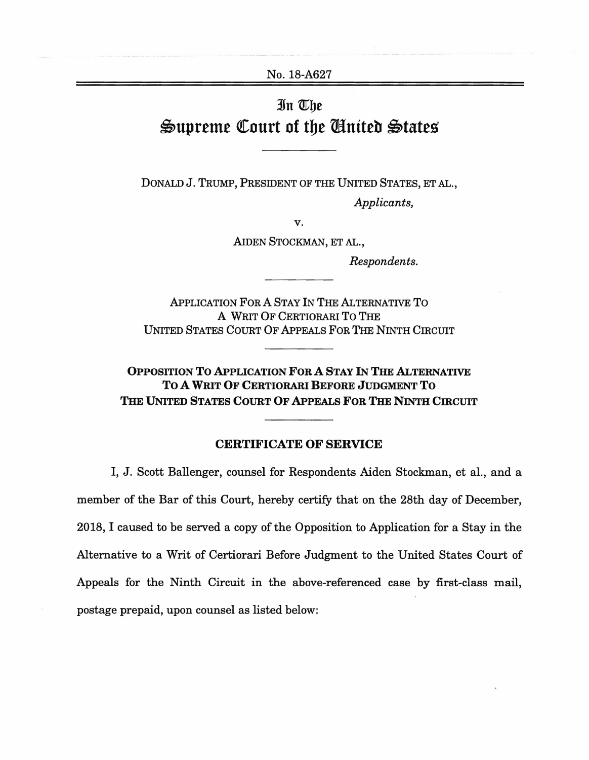No. 18-A627

# In The Supreme Court of the United States

DONALD J. TRUMP, PRESIDENT OF THE UNITED STATES, ET AL.,

*Applicants,*

v.

AIDEN STOCKMAN, ET AL.,

*Respondents.*

APPLICATION FOR A STAY IN THE ALTERNATIVE TO A WRIT OF CERTIORARI TO THE UNITED STATES COURT OF APPEALS FOR THE NINTH CIRCUIT

**OPPOSITION TO APPLICATION FOR A STAY IN THE ALTERNATIVE TO A WRIT OF CERTIORARI BEFORE JUDGMENT TO THE UNITED STATES COURT OF APPEALS FOR THE NINTH CIRCUIT**

## CERTIFICATE OF SERVICE

I, J. Scott Ballenger, counsel for Respondents Aiden Stockman, et al., and a member of the Bar of this Court, hereby certify that on the 28th day of December, 2018, I caused to be served a copy of the Opposition to Application for a Stay in the Alternative to a Writ of Certiorari Before Judgment to the United States Court of Appeals for the Ninth Circuit in the above-referenced case by first-class mail, postage prepaid, upon counsel as listed below: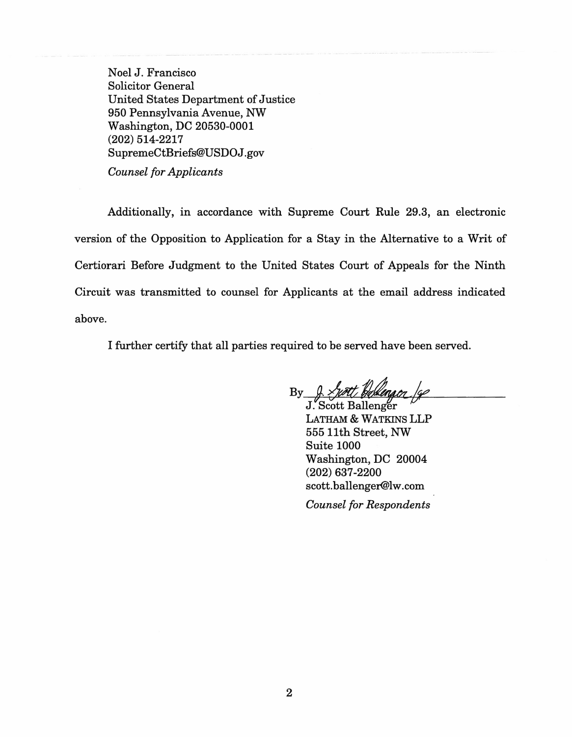Noel J. Francisco
Solicitor General
United States Department of Justice
950 Pennsylvania Avenue, NW
Washington, DC 20530-0001
(202) 514-2217
SupremeCtBriefs@USDOJ.gov

*Counsel for Applicants*

Additionally, in accordance with Supreme Court Rule 29.3, an electronic version of the Opposition to Application for a Stay in the Alternative to a Writ of Certiorari Before Judgment to the United States Court of Appeals for the Ninth Circuit was transmitted to counsel for Applicants at the email address indicated above.

I further certify that all parties required to be served have been served.

By *J. Scott Ballenger /gp*

J. Scott Ballenger
LATHAM & WATKINS LLP
555 11th Street, NW
Suite 1000
Washington, DC 20004
(202) 637-2200
scott.ballenger@lw.com

*Counsel for Respondents*